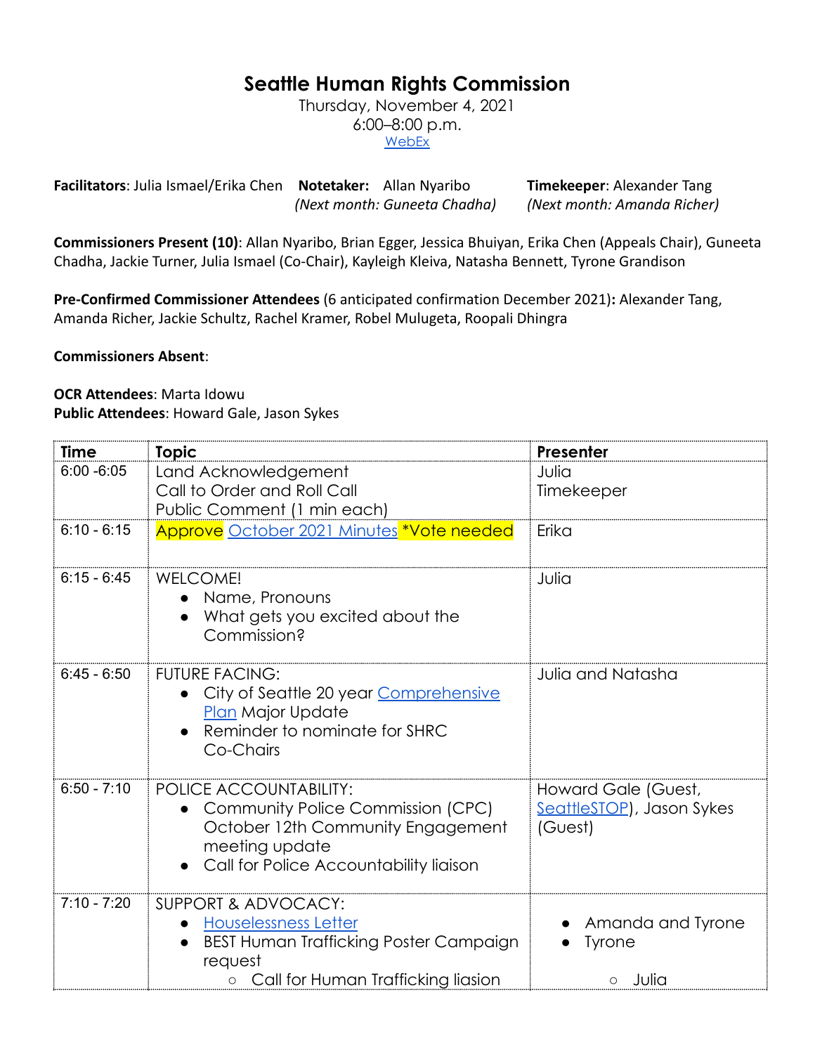# Seattle Human Rights Commission

Thursday, November 4, 2021
6:00–8:00 p.m.
WebEx

**Facilitators**: Julia Ismael/Erika Chen **Notetaker:** Allan Nyaribo *(Next month: Guneeta Chadha)* **Timekeeper**: Alexander Tang *(Next month: Amanda Richer)*

**Commissioners Present (10)**: Allan Nyaribo, Brian Egger, Jessica Bhuiyan, Erika Chen (Appeals Chair), Guneeta Chadha, Jackie Turner, Julia Ismael (Co-Chair), Kayleigh Kleiva, Natasha Bennett, Tyrone Grandison

**Pre-Confirmed Commissioner Attendees** (6 anticipated confirmation December 2021)**:** Alexander Tang, Amanda Richer, Jackie Schultz, Rachel Kramer, Robel Mulugeta, Roopali Dhingra

**Commissioners Absent**:

**OCR Attendees**: Marta Idowu
**Public Attendees**: Howard Gale, Jason Sykes

| Time | Topic | Presenter |
|---|---|---|
| 6:00 -6:05 | Land Acknowledgement<br>Call to Order and Roll Call<br>Public Comment (1 min each) | Julia<br>Timekeeper |
| 6:10 - 6:15 | Approve October 2021 Minutes *Vote needed | Erika |
| 6:15 - 6:45 | WELCOME!<br>• Name, Pronouns<br>• What gets you excited about the Commission? | Julia |
| 6:45 - 6:50 | FUTURE FACING:<br>• City of Seattle 20 year Comprehensive Plan Major Update<br>• Reminder to nominate for SHRC Co-Chairs | Julia and Natasha |
| 6:50 - 7:10 | POLICE ACCOUNTABILITY:<br>• Community Police Commission (CPC) October 12th Community Engagement meeting update<br>• Call for Police Accountability liaison | Howard Gale (Guest, SeattleSTOP), Jason Sykes (Guest) |
| 7:10 - 7:20 | SUPPORT & ADVOCACY:<br>• Houselessness Letter<br>• BEST Human Trafficking Poster Campaign request<br>  ○ Call for Human Trafficking liasion | • Amanda and Tyrone<br>• Tyrone<br>  ○ Julia |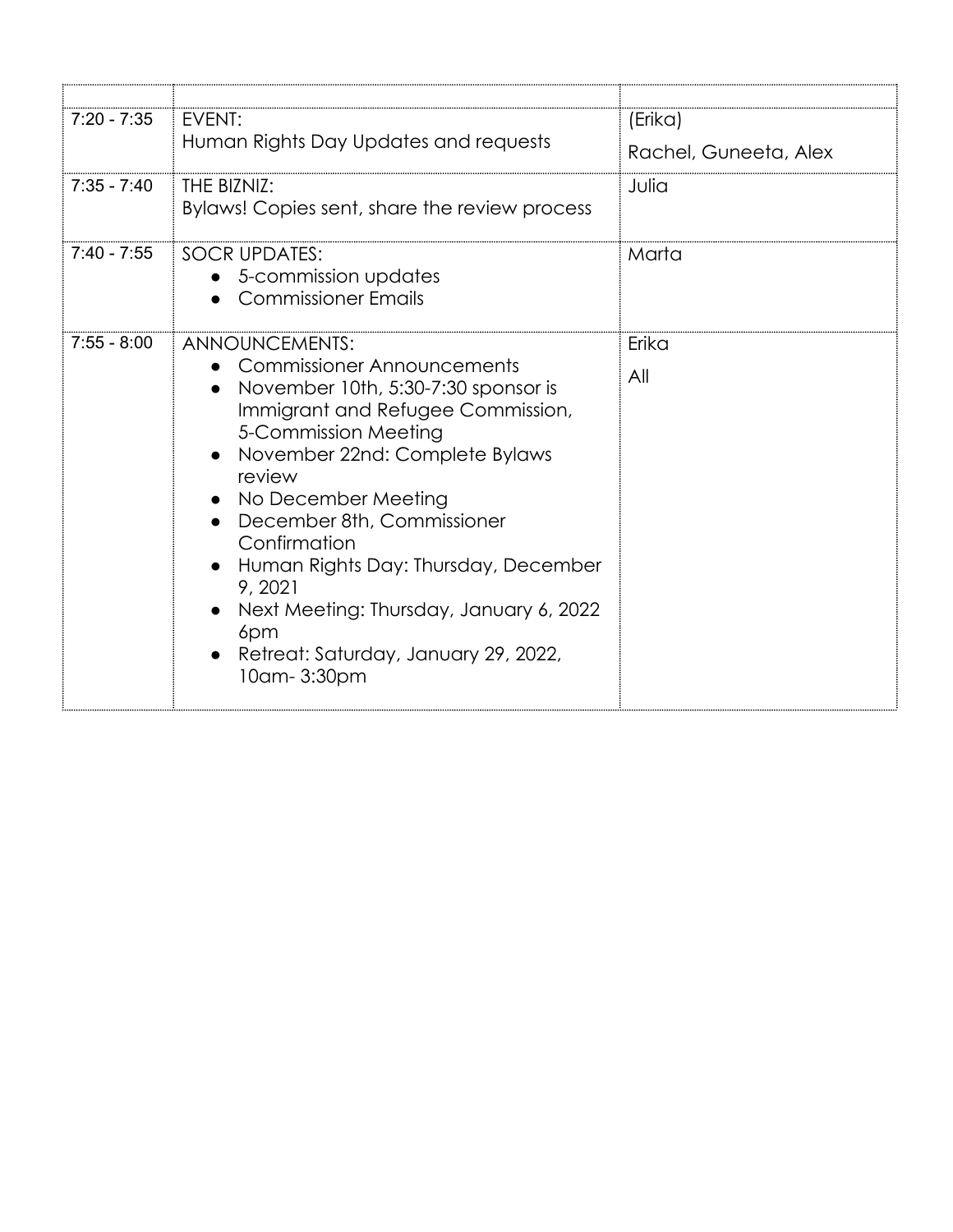| | | |
|---|---|---|
| 7:20 - 7:35 | EVENT:<br>Human Rights Day Updates and requests | (Erika)<br>Rachel, Guneeta, Alex |
| 7:35 - 7:40 | THE BIZNIZ:<br>Bylaws! Copies sent, share the review process | Julia |
| 7:40 - 7:55 | SOCR UPDATES:<br>• 5-commission updates<br>• Commissioner Emails | Marta |
| 7:55 - 8:00 | ANNOUNCEMENTS:<br>• Commissioner Announcements<br>• November 10th, 5:30-7:30 sponsor is Immigrant and Refugee Commission, 5-Commission Meeting<br>• November 22nd: Complete Bylaws review<br>• No December Meeting<br>• December 8th, Commissioner Confirmation<br>• Human Rights Day: Thursday, December 9, 2021<br>• Next Meeting: Thursday, January 6, 2022 6pm<br>• Retreat: Saturday, January 29, 2022, 10am- 3:30pm | Erika<br>All |